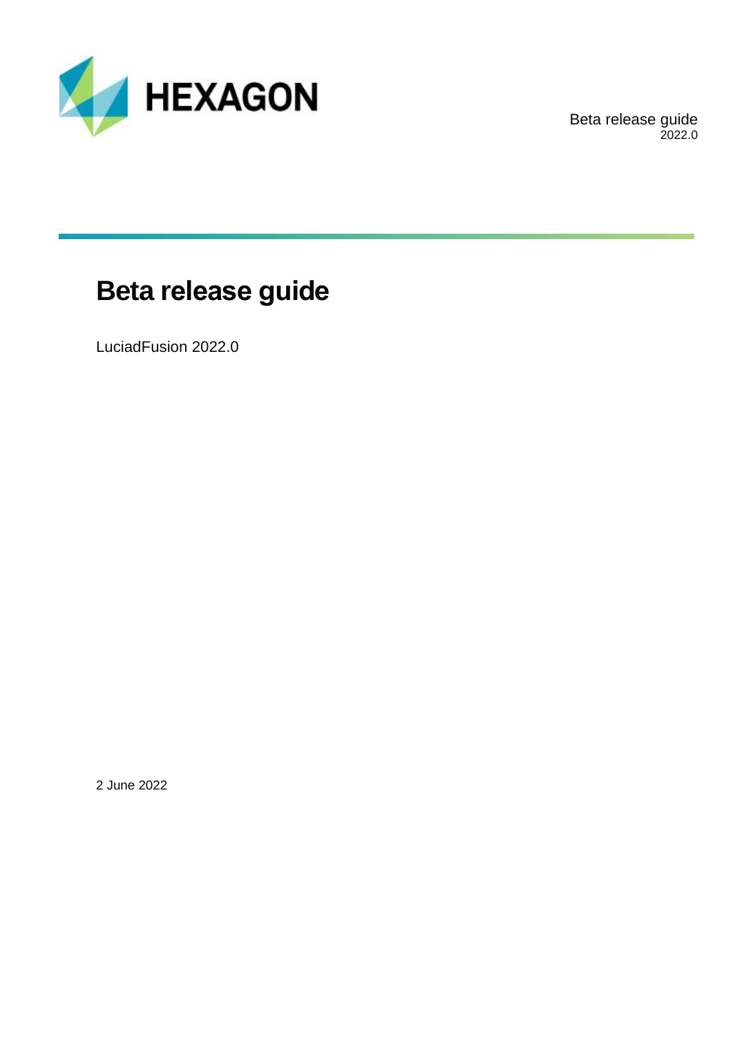# Beta release guide

LuciadFusion 2022.0

2 June 2022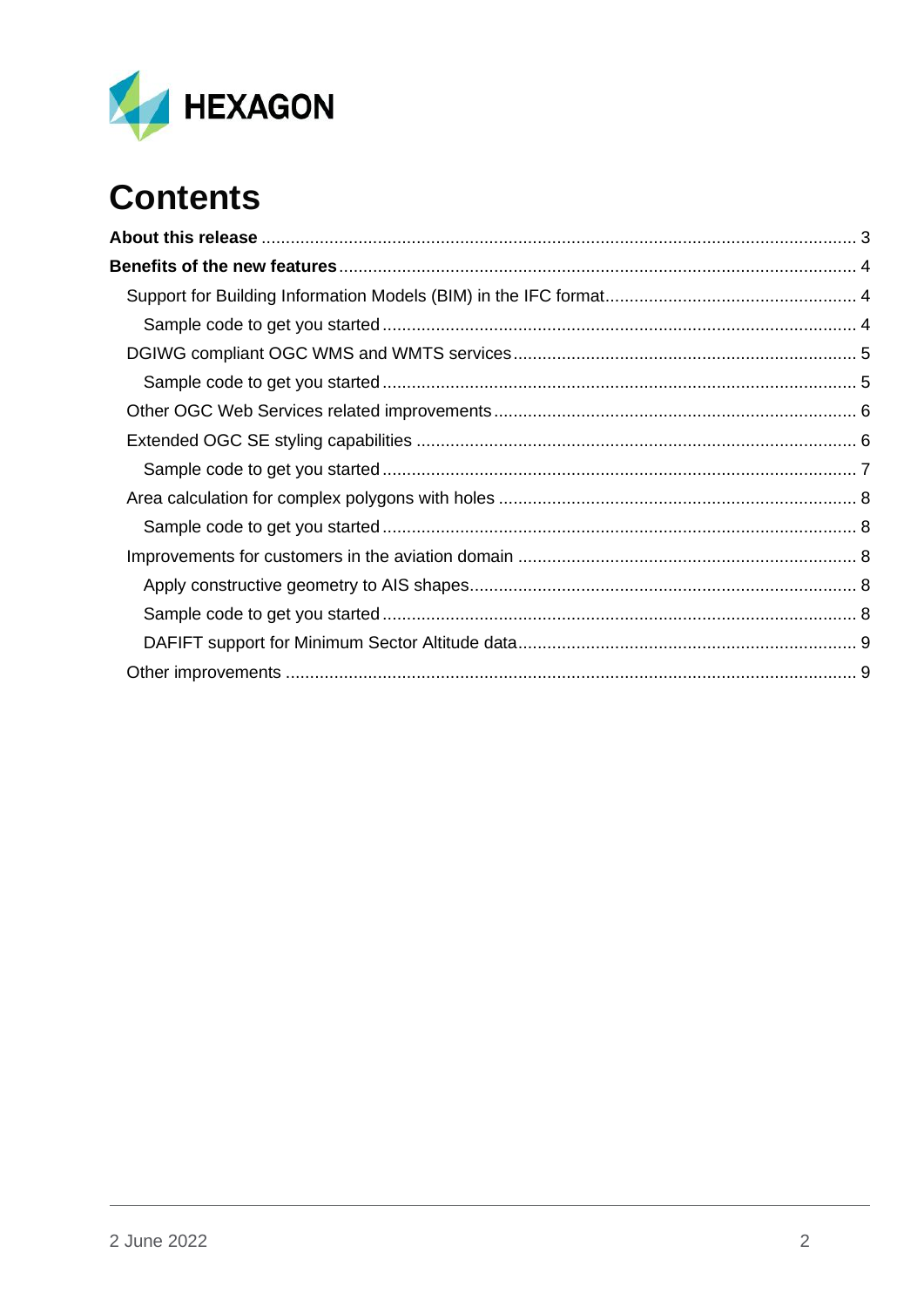# Contents

**About this release** ........................................................................................................................ 3

**Benefits of the new features** ........................................................................................................ 4

- Support for Building Information Models (BIM) in the IFC format ................................................... 4
  - Sample code to get you started ................................................................................................. 4
- DGIWG compliant OGC WMS and WMTS services ...................................................................... 5
  - Sample code to get you started ................................................................................................. 5
- Other OGC Web Services related improvements .......................................................................... 6
- Extended OGC SE styling capabilities .......................................................................................... 6
  - Sample code to get you started ................................................................................................. 7
- Area calculation for complex polygons with holes ......................................................................... 8
  - Sample code to get you started ................................................................................................. 8
- Improvements for customers in the aviation domain ..................................................................... 8
  - Apply constructive geometry to AIS shapes ............................................................................... 8
  - Sample code to get you started ................................................................................................. 8
  - DAFIFT support for Minimum Sector Altitude data ..................................................................... 9
- Other improvements ..................................................................................................................... 9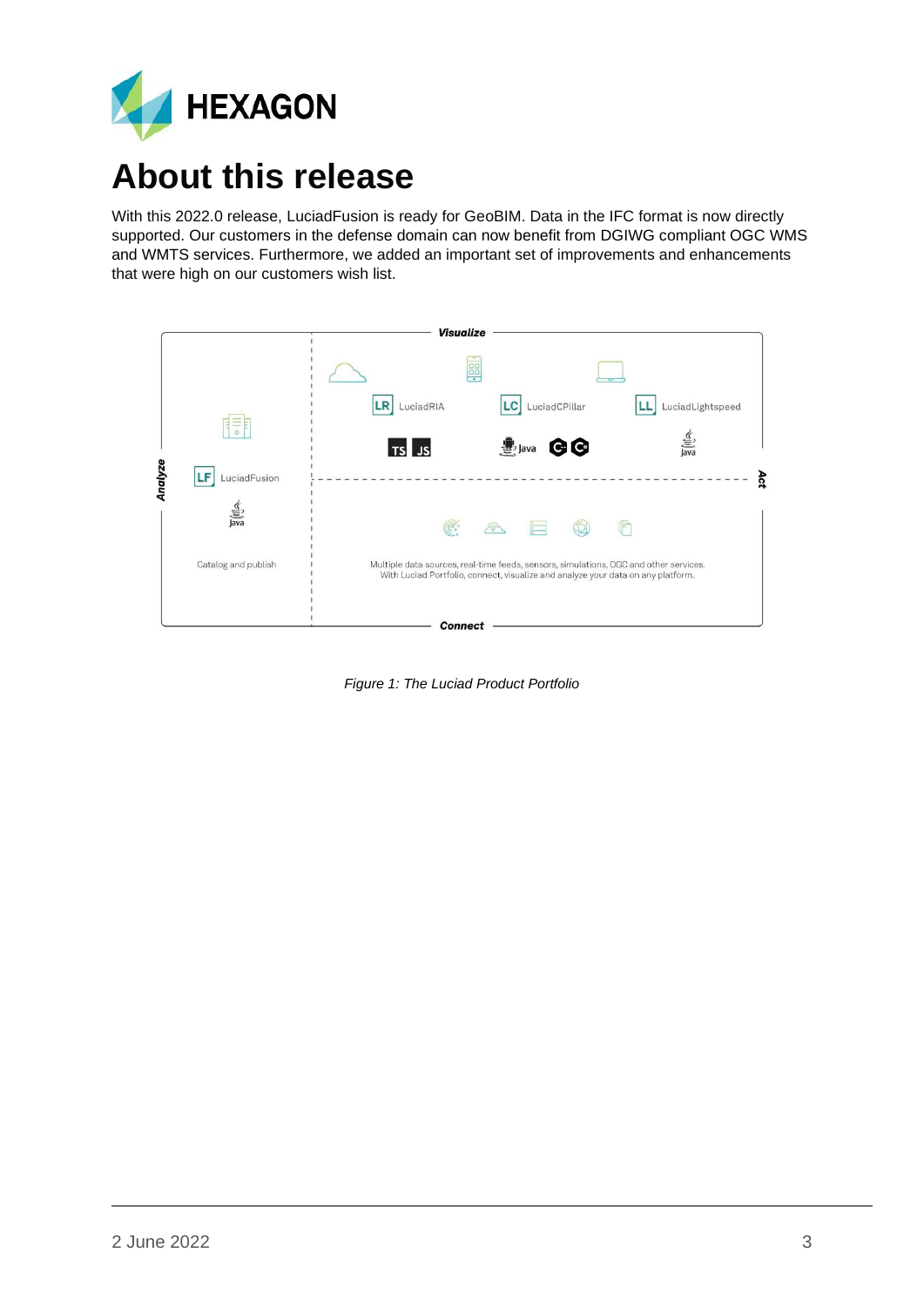# About this release

With this 2022.0 release, LuciadFusion is ready for GeoBIM. Data in the IFC format is now directly supported. Our customers in the defense domain can now benefit from DGIWG compliant OGC WMS and WMTS services. Furthermore, we added an important set of improvements and enhancements that were high on our customers wish list.

*Figure 1: The Luciad Product Portfolio*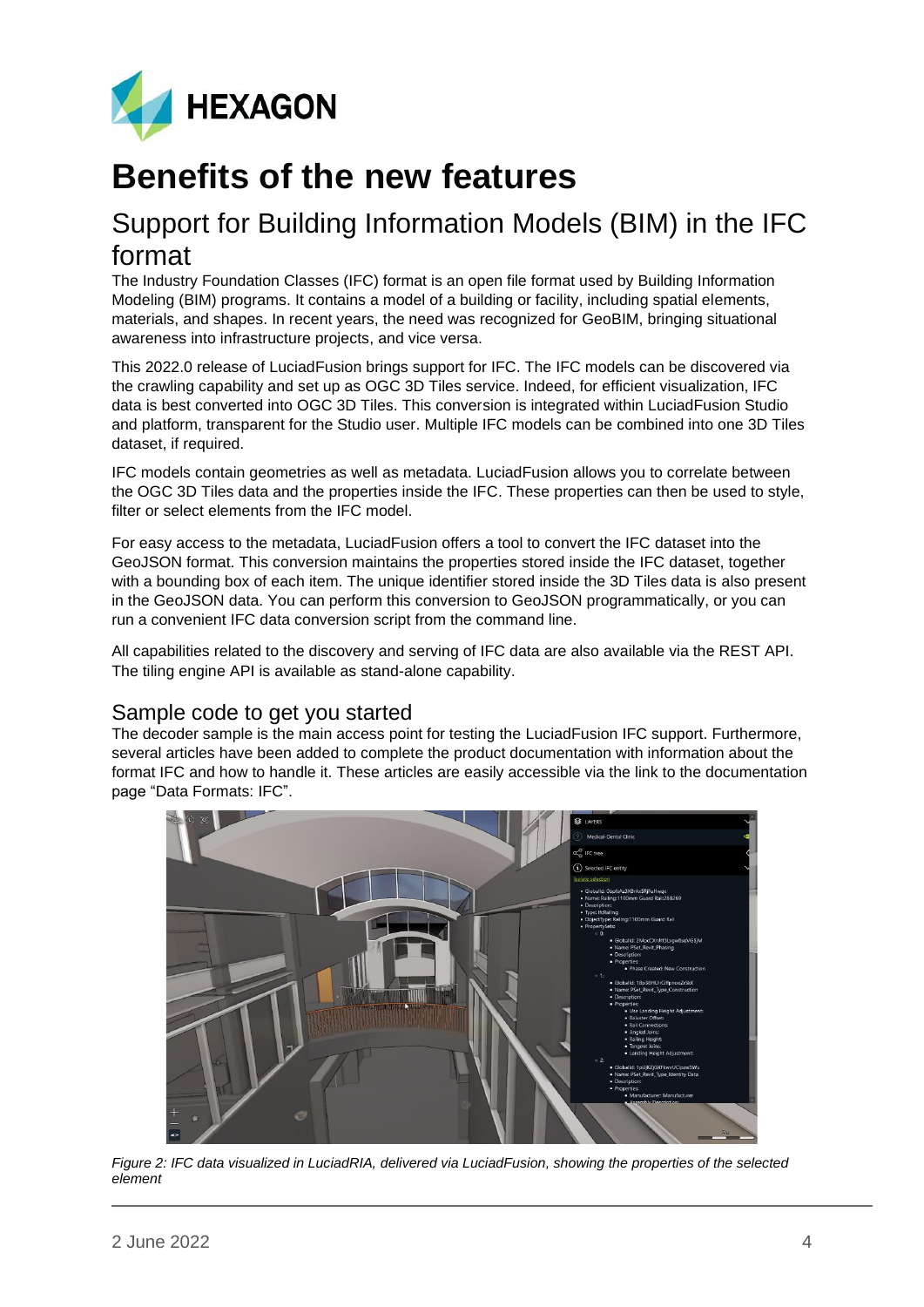# Benefits of the new features

## Support for Building Information Models (BIM) in the IFC format

The Industry Foundation Classes (IFC) format is an open file format used by Building Information Modeling (BIM) programs. It contains a model of a building or facility, including spatial elements, materials, and shapes. In recent years, the need was recognized for GeoBIM, bringing situational awareness into infrastructure projects, and vice versa.

This 2022.0 release of LuciadFusion brings support for IFC. The IFC models can be discovered via the crawling capability and set up as OGC 3D Tiles service. Indeed, for efficient visualization, IFC data is best converted into OGC 3D Tiles. This conversion is integrated within LuciadFusion Studio and platform, transparent for the Studio user. Multiple IFC models can be combined into one 3D Tiles dataset, if required.

IFC models contain geometries as well as metadata. LuciadFusion allows you to correlate between the OGC 3D Tiles data and the properties inside the IFC. These properties can then be used to style, filter or select elements from the IFC model.

For easy access to the metadata, LuciadFusion offers a tool to convert the IFC dataset into the GeoJSON format. This conversion maintains the properties stored inside the IFC dataset, together with a bounding box of each item. The unique identifier stored inside the 3D Tiles data is also present in the GeoJSON data. You can perform this conversion to GeoJSON programmatically, or you can run a convenient IFC data conversion script from the command line.

All capabilities related to the discovery and serving of IFC data are also available via the REST API. The tiling engine API is available as stand-alone capability.

### Sample code to get you started

The decoder sample is the main access point for testing the LuciadFusion IFC support. Furthermore, several articles have been added to complete the product documentation with information about the format IFC and how to handle it. These articles are easily accessible via the link to the documentation page "Data Formats: IFC".

*Figure 2: IFC data visualized in LuciadRIA, delivered via LuciadFusion, showing the properties of the selected element*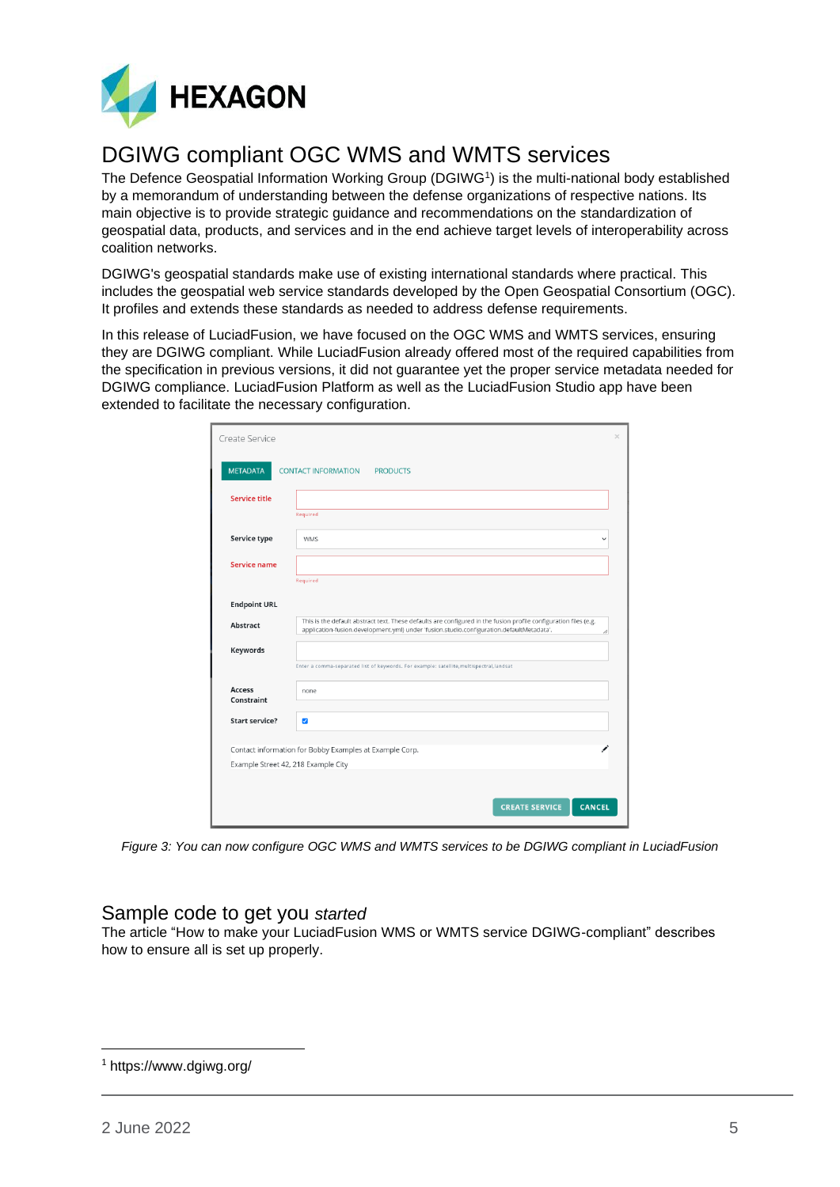# DGIWG compliant OGC WMS and WMTS services

The Defence Geospatial Information Working Group (DGIWG[1]) is the multi-national body established by a memorandum of understanding between the defense organizations of respective nations. Its main objective is to provide strategic guidance and recommendations on the standardization of geospatial data, products, and services and in the end achieve target levels of interoperability across coalition networks.

DGIWG's geospatial standards make use of existing international standards where practical. This includes the geospatial web service standards developed by the Open Geospatial Consortium (OGC). It profiles and extends these standards as needed to address defense requirements.

In this release of LuciadFusion, we have focused on the OGC WMS and WMTS services, ensuring they are DGIWG compliant. While LuciadFusion already offered most of the required capabilities from the specification in previous versions, it did not guarantee yet the proper service metadata needed for DGIWG compliance. LuciadFusion Platform as well as the LuciadFusion Studio app have been extended to facilitate the necessary configuration.

*Figure 3: You can now configure OGC WMS and WMTS services to be DGIWG compliant in LuciadFusion*

## Sample code to get you *started*

The article “How to make your LuciadFusion WMS or WMTS service DGIWG-compliant” describes how to ensure all is set up properly.

[1] https://www.dgiwg.org/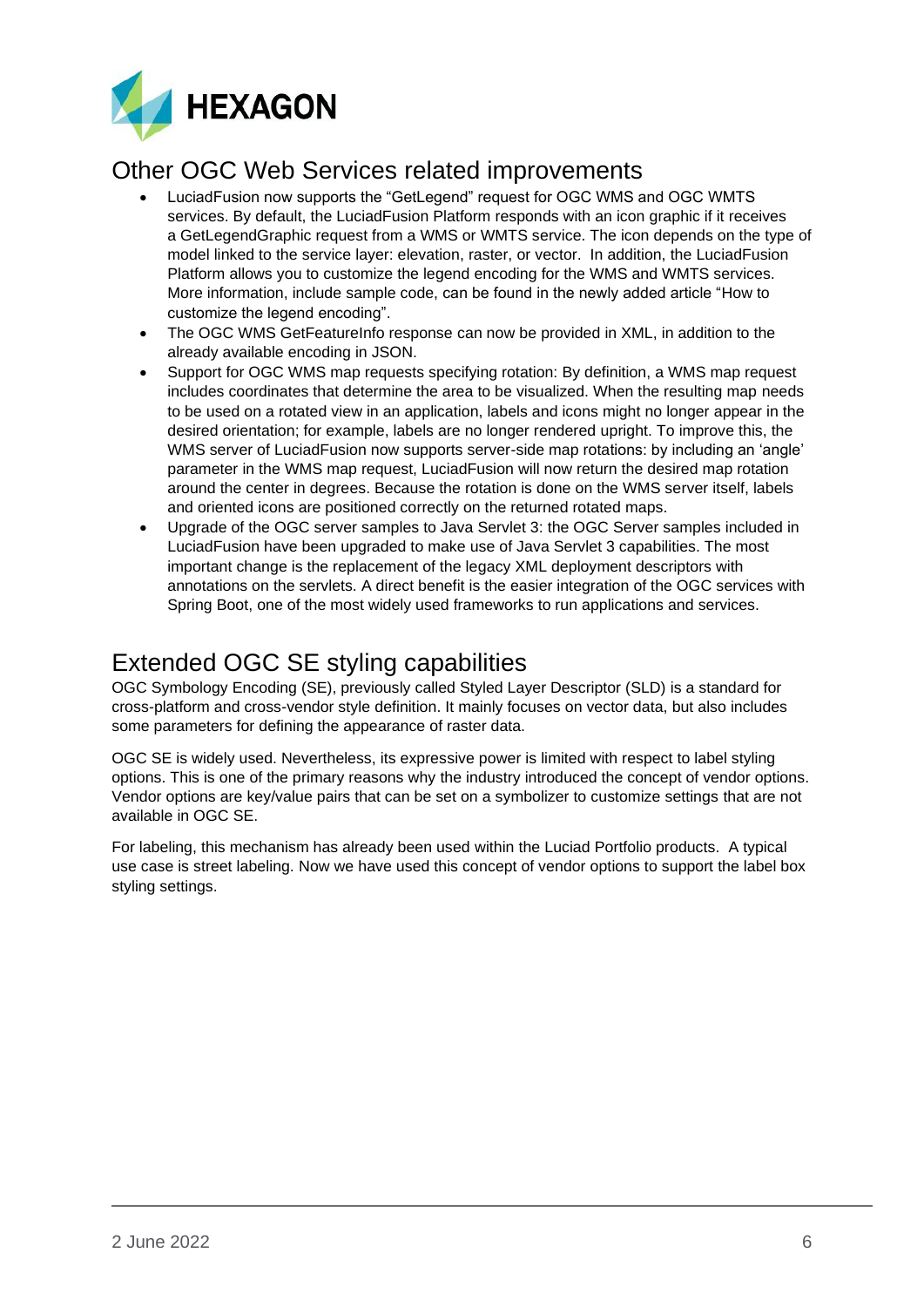## Other OGC Web Services related improvements

- LuciadFusion now supports the “GetLegend” request for OGC WMS and OGC WMTS services. By default, the LuciadFusion Platform responds with an icon graphic if it receives a GetLegendGraphic request from a WMS or WMTS service. The icon depends on the type of model linked to the service layer: elevation, raster, or vector. In addition, the LuciadFusion Platform allows you to customize the legend encoding for the WMS and WMTS services. More information, include sample code, can be found in the newly added article “How to customize the legend encoding”.
- The OGC WMS GetFeatureInfo response can now be provided in XML, in addition to the already available encoding in JSON.
- Support for OGC WMS map requests specifying rotation: By definition, a WMS map request includes coordinates that determine the area to be visualized. When the resulting map needs to be used on a rotated view in an application, labels and icons might no longer appear in the desired orientation; for example, labels are no longer rendered upright. To improve this, the WMS server of LuciadFusion now supports server-side map rotations: by including an ‘angle’ parameter in the WMS map request, LuciadFusion will now return the desired map rotation around the center in degrees. Because the rotation is done on the WMS server itself, labels and oriented icons are positioned correctly on the returned rotated maps.
- Upgrade of the OGC server samples to Java Servlet 3: the OGC Server samples included in LuciadFusion have been upgraded to make use of Java Servlet 3 capabilities. The most important change is the replacement of the legacy XML deployment descriptors with annotations on the servlets. A direct benefit is the easier integration of the OGC services with Spring Boot, one of the most widely used frameworks to run applications and services.

## Extended OGC SE styling capabilities

OGC Symbology Encoding (SE), previously called Styled Layer Descriptor (SLD) is a standard for cross-platform and cross-vendor style definition. It mainly focuses on vector data, but also includes some parameters for defining the appearance of raster data.

OGC SE is widely used. Nevertheless, its expressive power is limited with respect to label styling options. This is one of the primary reasons why the industry introduced the concept of vendor options. Vendor options are key/value pairs that can be set on a symbolizer to customize settings that are not available in OGC SE.

For labeling, this mechanism has already been used within the Luciad Portfolio products. A typical use case is street labeling. Now we have used this concept of vendor options to support the label box styling settings.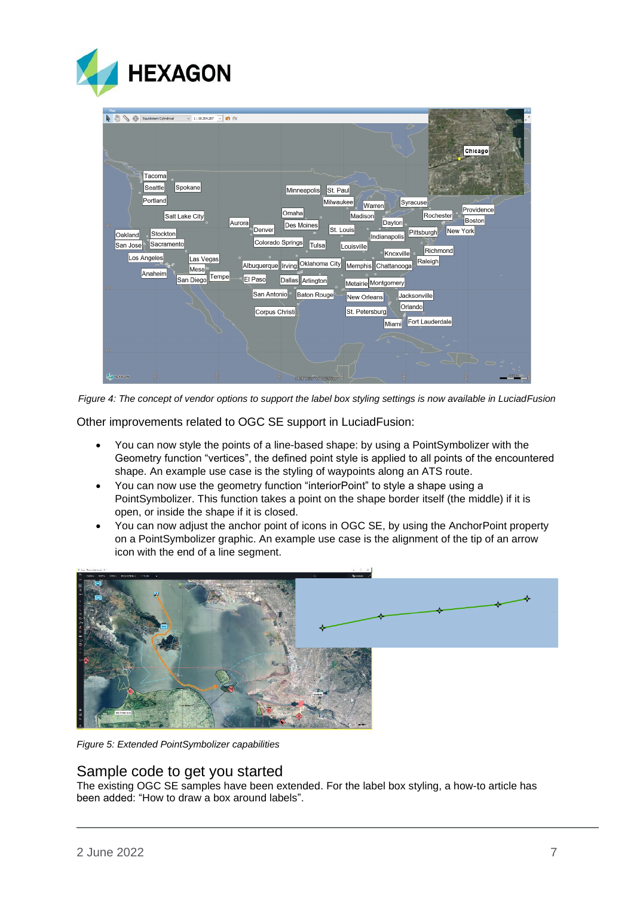*Figure 4: The concept of vendor options to support the label box styling settings is now available in LuciadFusion*

Other improvements related to OGC SE support in LuciadFusion:

- You can now style the points of a line-based shape: by using a PointSymbolizer with the Geometry function “vertices”, the defined point style is applied to all points of the encountered shape. An example use case is the styling of waypoints along an ATS route.
- You can now use the geometry function “interiorPoint” to style a shape using a PointSymbolizer. This function takes a point on the shape border itself (the middle) if it is open, or inside the shape if it is closed.
- You can now adjust the anchor point of icons in OGC SE, by using the AnchorPoint property on a PointSymbolizer graphic. An example use case is the alignment of the tip of an arrow icon with the end of a line segment.

*Figure 5: Extended PointSymbolizer capabilities*

## Sample code to get you started

The existing OGC SE samples have been extended. For the label box styling, a how-to article has been added: “How to draw a box around labels”.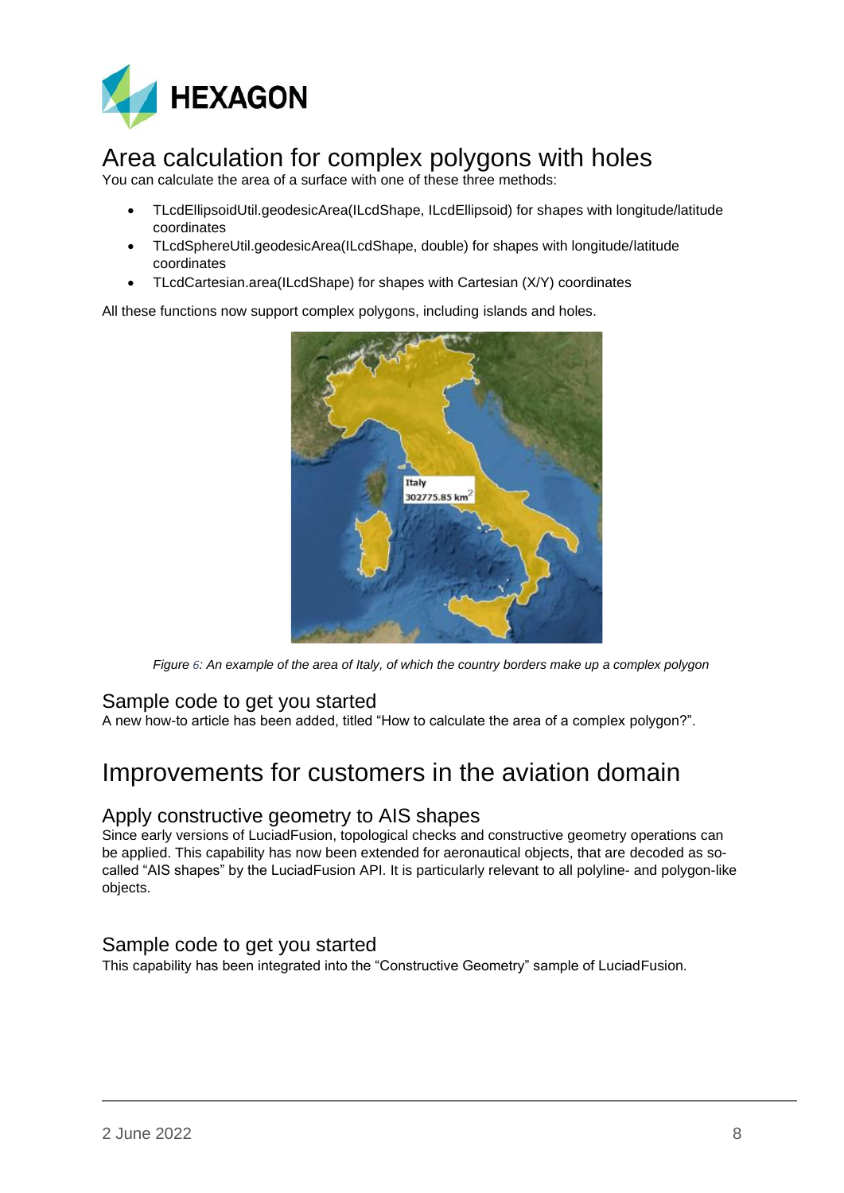# Area calculation for complex polygons with holes

You can calculate the area of a surface with one of these three methods:

- TLcdEllipsoidUtil.geodesicArea(ILcdShape, ILcdEllipsoid) for shapes with longitude/latitude coordinates
- TLcdSphereUtil.geodesicArea(ILcdShape, double) for shapes with longitude/latitude coordinates
- TLcdCartesian.area(ILcdShape) for shapes with Cartesian (X/Y) coordinates

All these functions now support complex polygons, including islands and holes.

*Figure 6: An example of the area of Italy, of which the country borders make up a complex polygon*

## Sample code to get you started

A new how-to article has been added, titled "How to calculate the area of a complex polygon?".

# Improvements for customers in the aviation domain

## Apply constructive geometry to AIS shapes

Since early versions of LuciadFusion, topological checks and constructive geometry operations can be applied. This capability has now been extended for aeronautical objects, that are decoded as so-called "AIS shapes" by the LuciadFusion API. It is particularly relevant to all polyline- and polygon-like objects.

## Sample code to get you started

This capability has been integrated into the "Constructive Geometry" sample of LuciadFusion.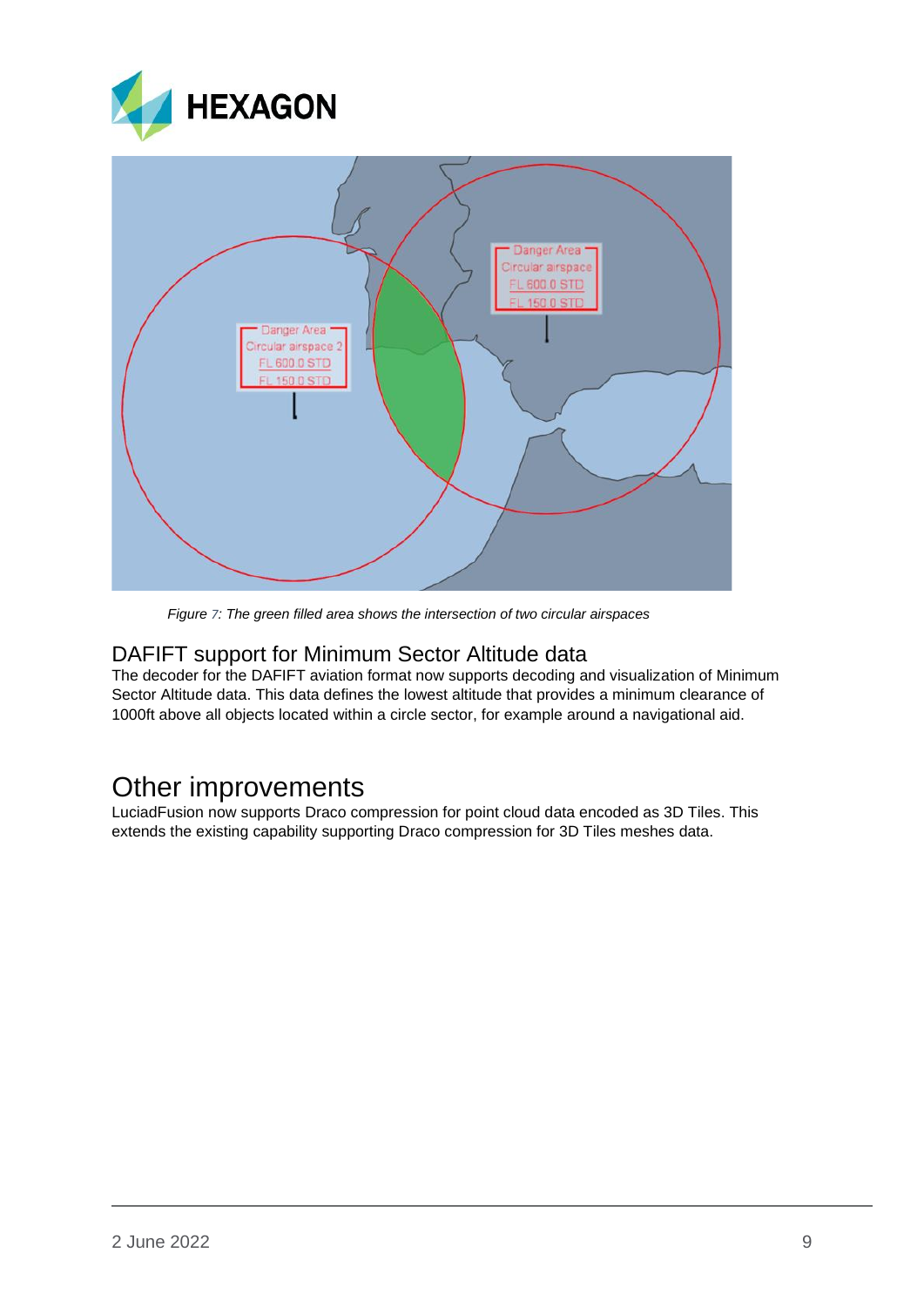*Figure 7: The green filled area shows the intersection of two circular airspaces*

## DAFIFT support for Minimum Sector Altitude data

The decoder for the DAFIFT aviation format now supports decoding and visualization of Minimum Sector Altitude data. This data defines the lowest altitude that provides a minimum clearance of 1000ft above all objects located within a circle sector, for example around a navigational aid.

# Other improvements

LuciadFusion now supports Draco compression for point cloud data encoded as 3D Tiles. This extends the existing capability supporting Draco compression for 3D Tiles meshes data.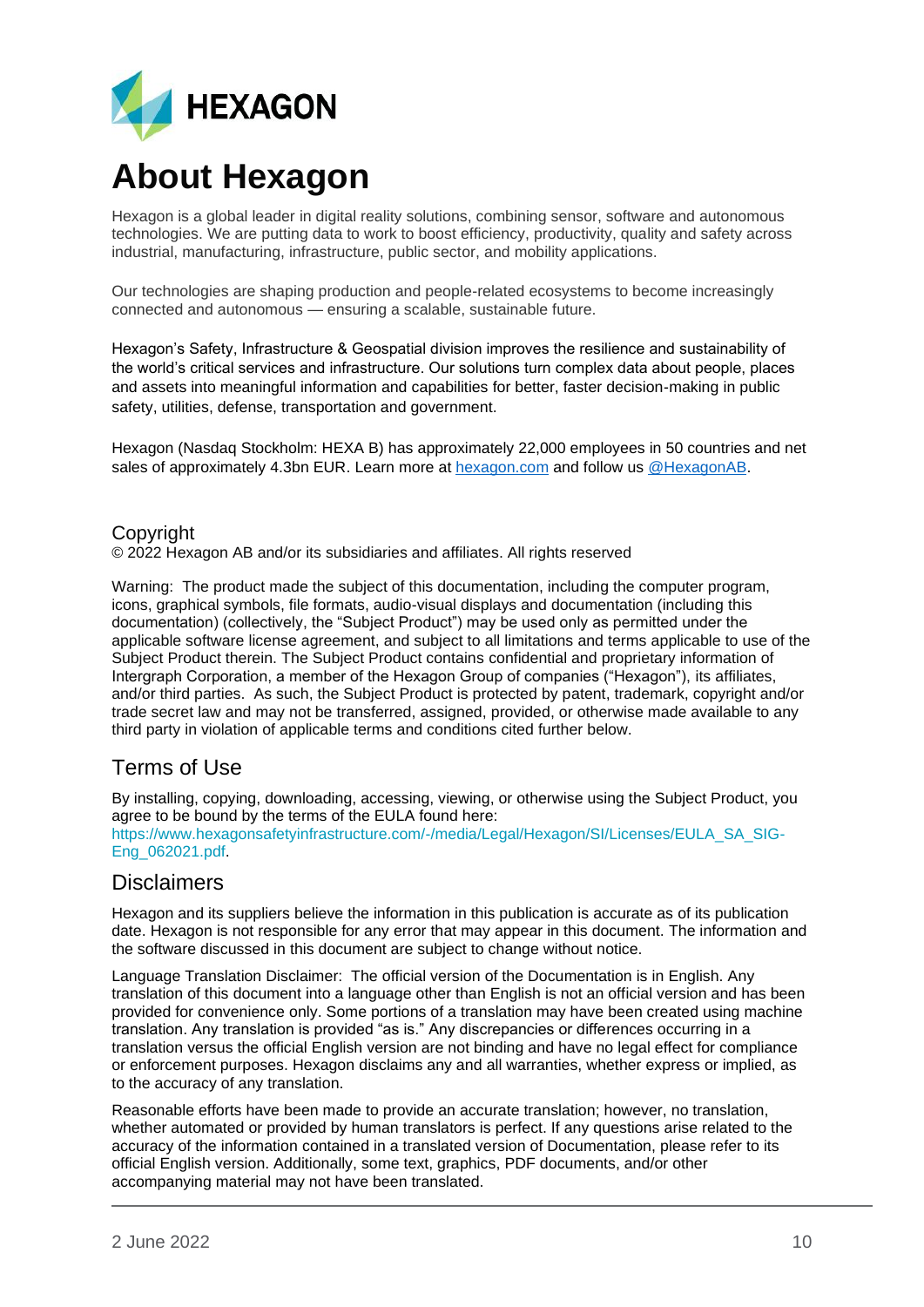# About Hexagon

Hexagon is a global leader in digital reality solutions, combining sensor, software and autonomous technologies. We are putting data to work to boost efficiency, productivity, quality and safety across industrial, manufacturing, infrastructure, public sector, and mobility applications.

Our technologies are shaping production and people-related ecosystems to become increasingly connected and autonomous — ensuring a scalable, sustainable future.

Hexagon's Safety, Infrastructure & Geospatial division improves the resilience and sustainability of the world's critical services and infrastructure. Our solutions turn complex data about people, places and assets into meaningful information and capabilities for better, faster decision-making in public safety, utilities, defense, transportation and government.

Hexagon (Nasdaq Stockholm: HEXA B) has approximately 22,000 employees in 50 countries and net sales of approximately 4.3bn EUR. Learn more at [hexagon.com](hexagon.com) and follow us [@HexagonAB](@HexagonAB).

## Copyright

© 2022 Hexagon AB and/or its subsidiaries and affiliates. All rights reserved

Warning: The product made the subject of this documentation, including the computer program, icons, graphical symbols, file formats, audio-visual displays and documentation (including this documentation) (collectively, the "Subject Product") may be used only as permitted under the applicable software license agreement, and subject to all limitations and terms applicable to use of the Subject Product therein. The Subject Product contains confidential and proprietary information of Intergraph Corporation, a member of the Hexagon Group of companies ("Hexagon"), its affiliates, and/or third parties. As such, the Subject Product is protected by patent, trademark, copyright and/or trade secret law and may not be transferred, assigned, provided, or otherwise made available to any third party in violation of applicable terms and conditions cited further below.

## Terms of Use

By installing, copying, downloading, accessing, viewing, or otherwise using the Subject Product, you agree to be bound by the terms of the EULA found here: https://www.hexagonsafetyinfrastructure.com/-/media/Legal/Hexagon/SI/Licenses/EULA_SA_SIG-Eng_062021.pdf.

## Disclaimers

Hexagon and its suppliers believe the information in this publication is accurate as of its publication date. Hexagon is not responsible for any error that may appear in this document. The information and the software discussed in this document are subject to change without notice.

Language Translation Disclaimer: The official version of the Documentation is in English. Any translation of this document into a language other than English is not an official version and has been provided for convenience only. Some portions of a translation may have been created using machine translation. Any translation is provided "as is." Any discrepancies or differences occurring in a translation versus the official English version are not binding and have no legal effect for compliance or enforcement purposes. Hexagon disclaims any and all warranties, whether express or implied, as to the accuracy of any translation.

Reasonable efforts have been made to provide an accurate translation; however, no translation, whether automated or provided by human translators is perfect. If any questions arise related to the accuracy of the information contained in a translated version of Documentation, please refer to its official English version. Additionally, some text, graphics, PDF documents, and/or other accompanying material may not have been translated.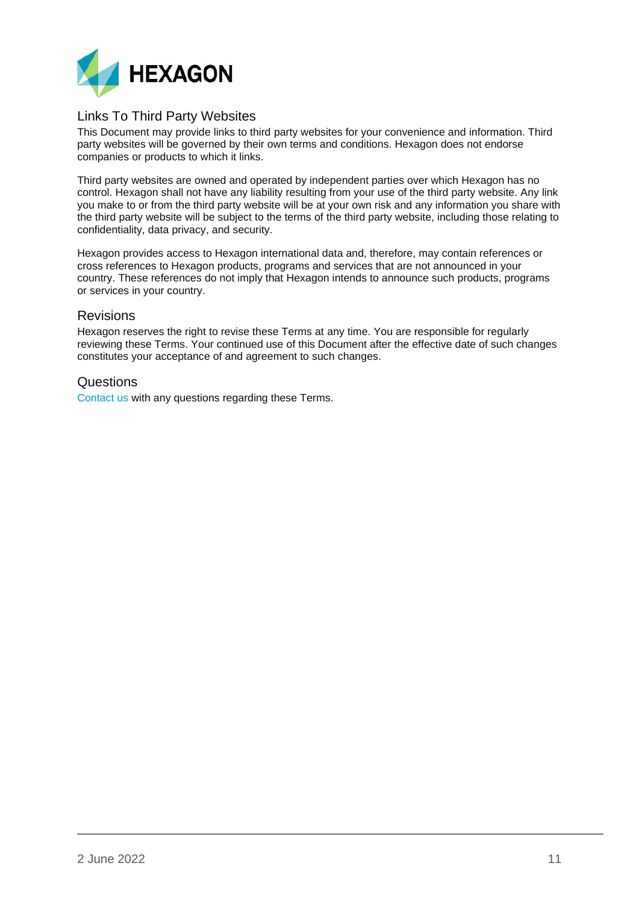## Links To Third Party Websites

This Document may provide links to third party websites for your convenience and information. Third party websites will be governed by their own terms and conditions. Hexagon does not endorse companies or products to which it links.

Third party websites are owned and operated by independent parties over which Hexagon has no control. Hexagon shall not have any liability resulting from your use of the third party website. Any link you make to or from the third party website will be at your own risk and any information you share with the third party website will be subject to the terms of the third party website, including those relating to confidentiality, data privacy, and security.

Hexagon provides access to Hexagon international data and, therefore, may contain references or cross references to Hexagon products, programs and services that are not announced in your country. These references do not imply that Hexagon intends to announce such products, programs or services in your country.

## Revisions

Hexagon reserves the right to revise these Terms at any time. You are responsible for regularly reviewing these Terms. Your continued use of this Document after the effective date of such changes constitutes your acceptance of and agreement to such changes.

## Questions

Contact us with any questions regarding these Terms.